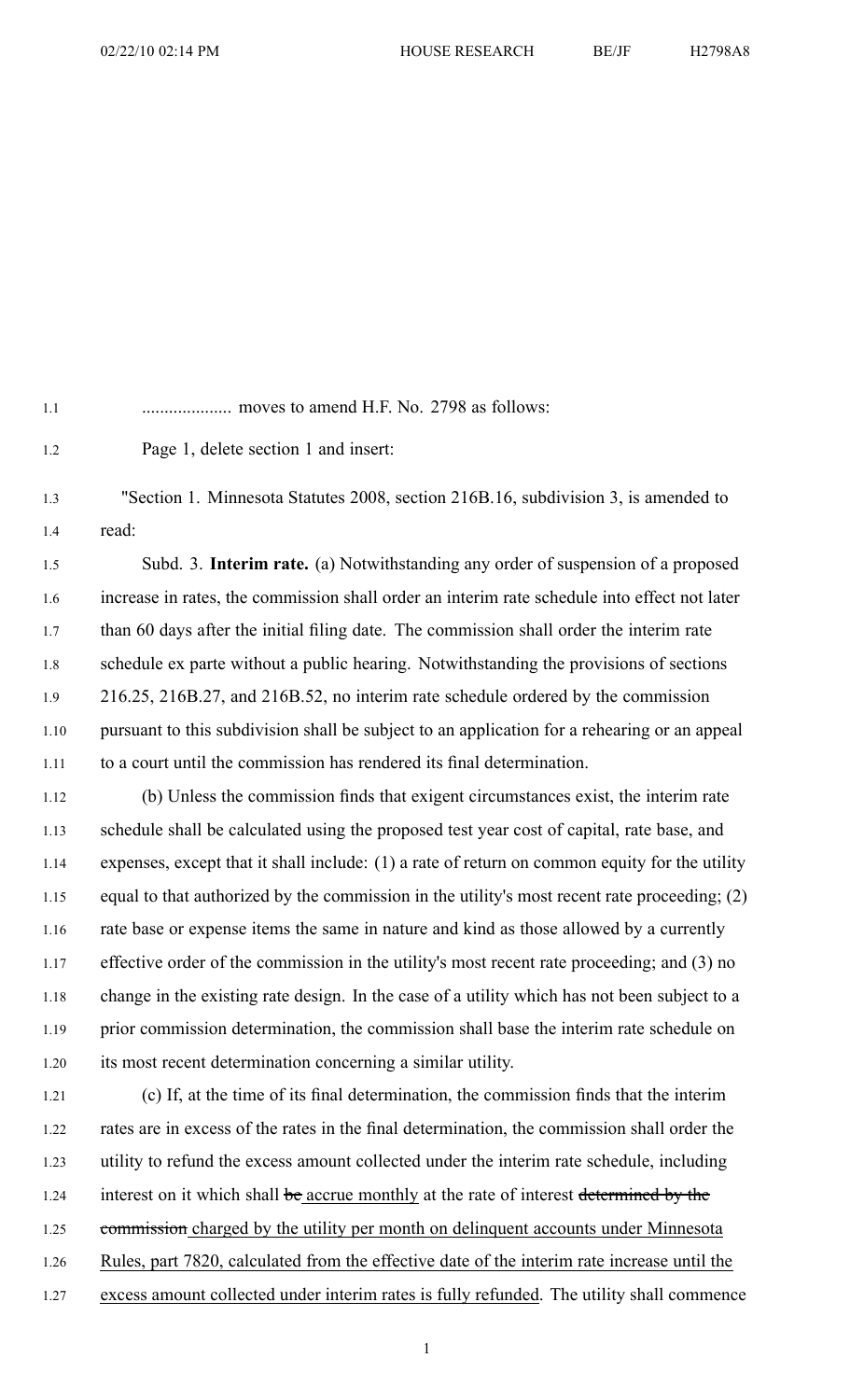.................... moves to amend H.F. No. 2798 as follows:

Page 1, delete section 1 and insert:

"Section 1. Minnesota Statutes 2008, section 216B.16, subdivision 3, is amended to read:

Subd. 3. **Interim rate.** (a) Notwithstanding any order of suspension of a proposed increase in rates, the commission shall order an interim rate schedule into effect not later than 60 days after the initial filing date. The commission shall order the interim rate schedule ex parte without a public hearing. Notwithstanding the provisions of sections 216.25, 216B.27, and 216B.52, no interim rate schedule ordered by the commission pursuant to this subdivision shall be subject to an application for a rehearing or an appeal to a court until the commission has rendered its final determination.

(b) Unless the commission finds that exigent circumstances exist, the interim rate schedule shall be calculated using the proposed test year cost of capital, rate base, and expenses, except that it shall include: (1) a rate of return on common equity for the utility equal to that authorized by the commission in the utility's most recent rate proceeding; (2) rate base or expense items the same in nature and kind as those allowed by a currently effective order of the commission in the utility's most recent rate proceeding; and (3) no change in the existing rate design. In the case of a utility which has not been subject to a prior commission determination, the commission shall base the interim rate schedule on its most recent determination concerning a similar utility.

(c) If, at the time of its final determination, the commission finds that the interim rates are in excess of the rates in the final determination, the commission shall order the utility to refund the excess amount collected under the interim rate schedule, including interest on it which shall ~~be~~ <u>accrue monthly</u> at the rate of interest ~~determined by the commission~~ <u>charged by the utility per month on delinquent accounts under Minnesota Rules, part 7820, calculated from the effective date of the interim rate increase until the excess amount collected under interim rates is fully refunded</u>. The utility shall commence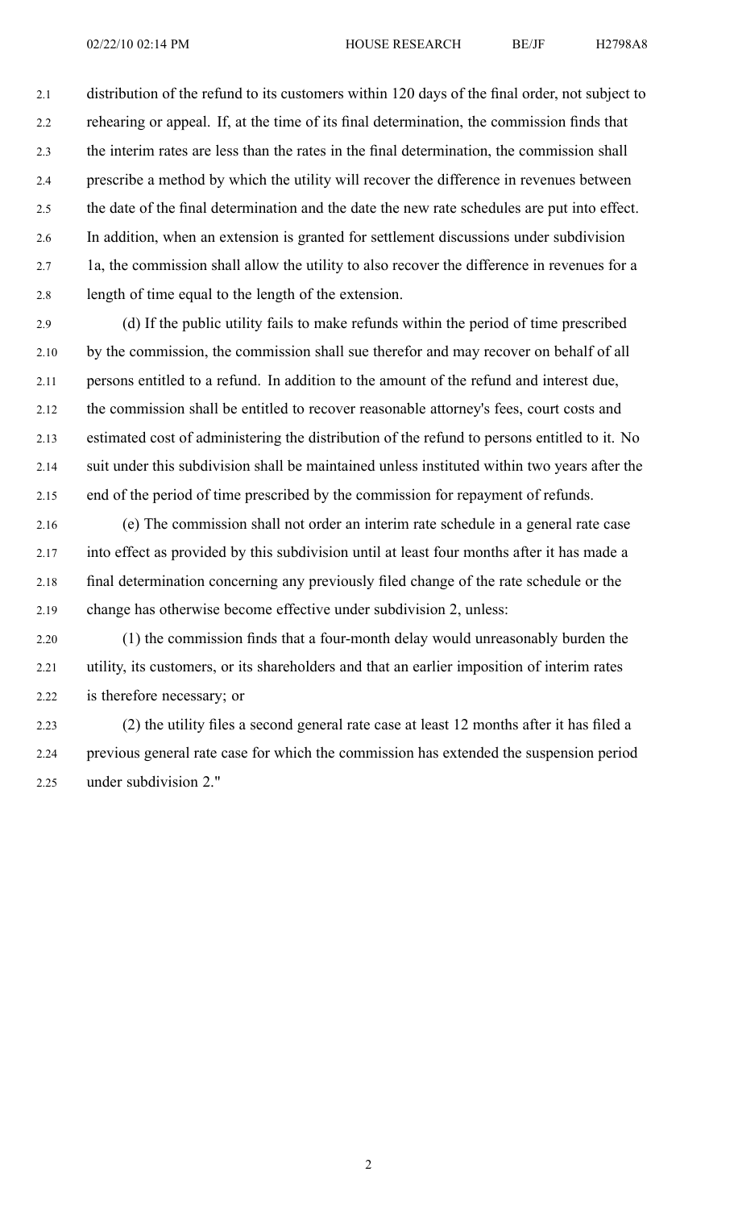distribution of the refund to its customers within 120 days of the final order, not subject to rehearing or appeal. If, at the time of its final determination, the commission finds that the interim rates are less than the rates in the final determination, the commission shall prescribe a method by which the utility will recover the difference in revenues between the date of the final determination and the date the new rate schedules are put into effect. In addition, when an extension is granted for settlement discussions under subdivision 1a, the commission shall allow the utility to also recover the difference in revenues for a length of time equal to the length of the extension.

(d) If the public utility fails to make refunds within the period of time prescribed by the commission, the commission shall sue therefor and may recover on behalf of all persons entitled to a refund. In addition to the amount of the refund and interest due, the commission shall be entitled to recover reasonable attorney's fees, court costs and estimated cost of administering the distribution of the refund to persons entitled to it. No suit under this subdivision shall be maintained unless instituted within two years after the end of the period of time prescribed by the commission for repayment of refunds.

(e) The commission shall not order an interim rate schedule in a general rate case into effect as provided by this subdivision until at least four months after it has made a final determination concerning any previously filed change of the rate schedule or the change has otherwise become effective under subdivision 2, unless:

(1) the commission finds that a four-month delay would unreasonably burden the utility, its customers, or its shareholders and that an earlier imposition of interim rates is therefore necessary; or

(2) the utility files a second general rate case at least 12 months after it has filed a previous general rate case for which the commission has extended the suspension period under subdivision 2."